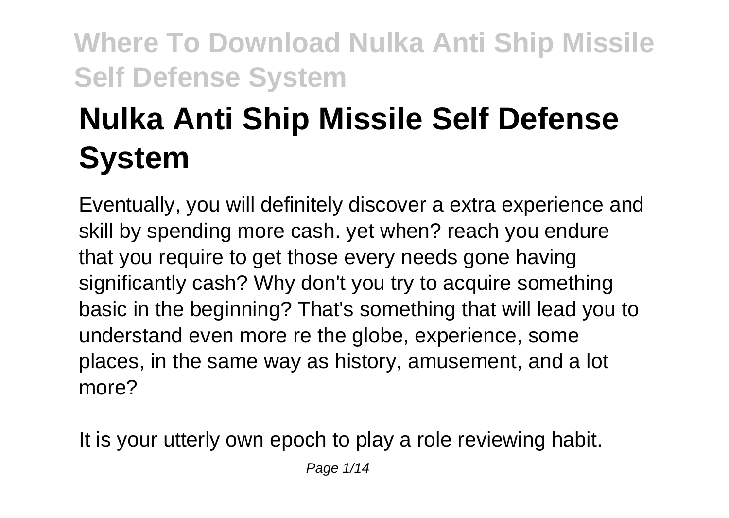# Nulka Anti Ship Missile Self Defense System

Eventually, you will definitely discover a extra experience and skill by spending more cash. yet when? reach you endure that you require to get those every needs gone having significantly cash? Why don't you try to acquire something basic in the beginning? That's something that will lead you to understand even more re the globe, experience, some places, in the same way as history, amusement, and a lot more?

It is your utterly own epoch to play a role reviewing habit.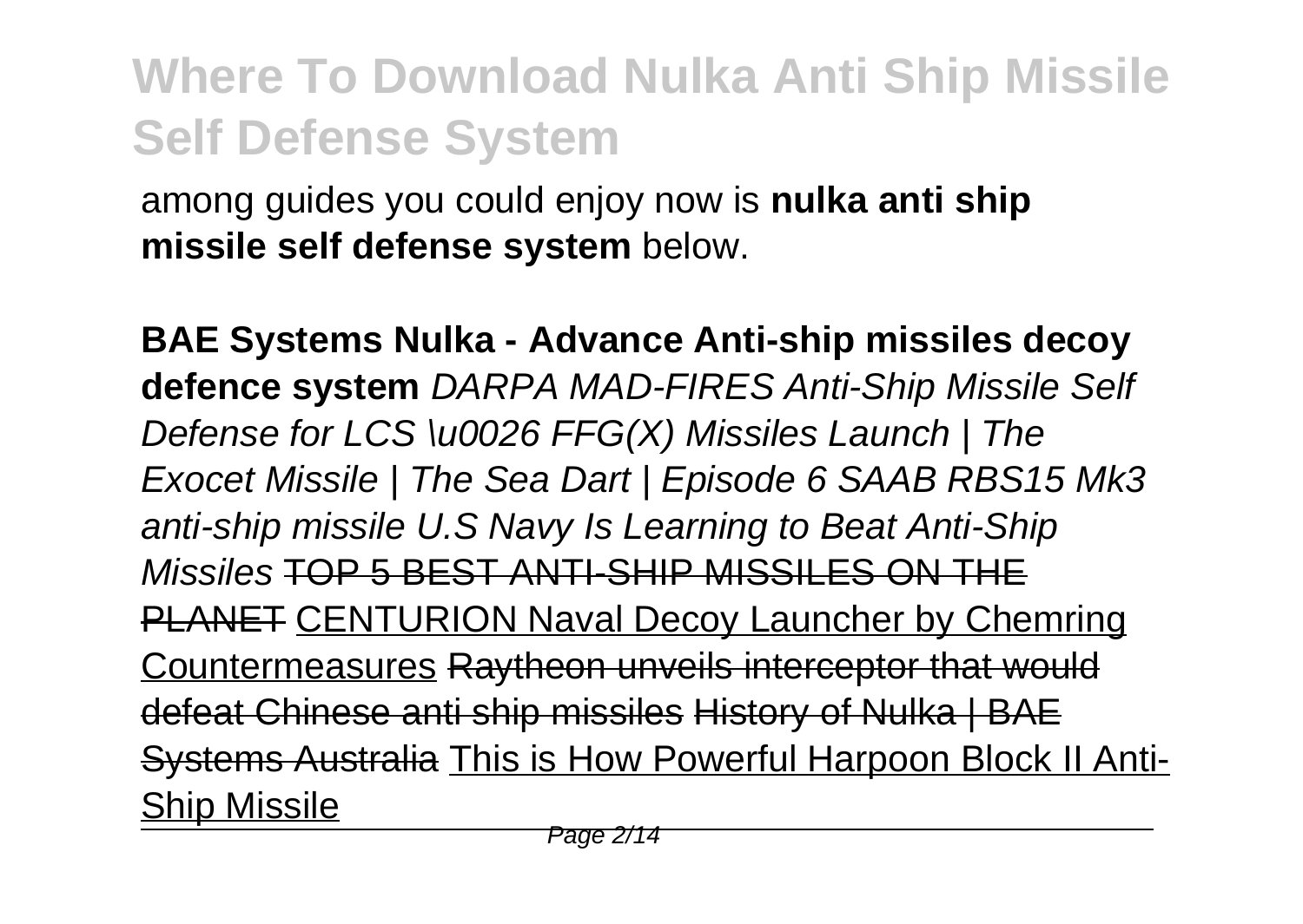among guides you could enjoy now is **nulka anti ship missile self defense system** below.

**BAE Systems Nulka - Advance Anti-ship missiles decoy defence system** *DARPA MAD-FIRES Anti-Ship Missile Self Defense for LCS \u0026 FFG(X) Missiles Launch | The Exocet Missile | The Sea Dart | Episode 6 SAAB RBS15 Mk3 anti-ship missile U.S Navy Is Learning to Beat Anti-Ship Missiles* ~~TOP 5 BEST ANTI-SHIP MISSILES ON THE PLANET~~ CENTURION Naval Decoy Launcher by Chemring Countermeasures ~~Raytheon unveils interceptor that would defeat Chinese anti ship missiles~~ ~~History of Nulka | BAE Systems Australia~~ This is How Powerful Harpoon Block II Anti-Ship Missile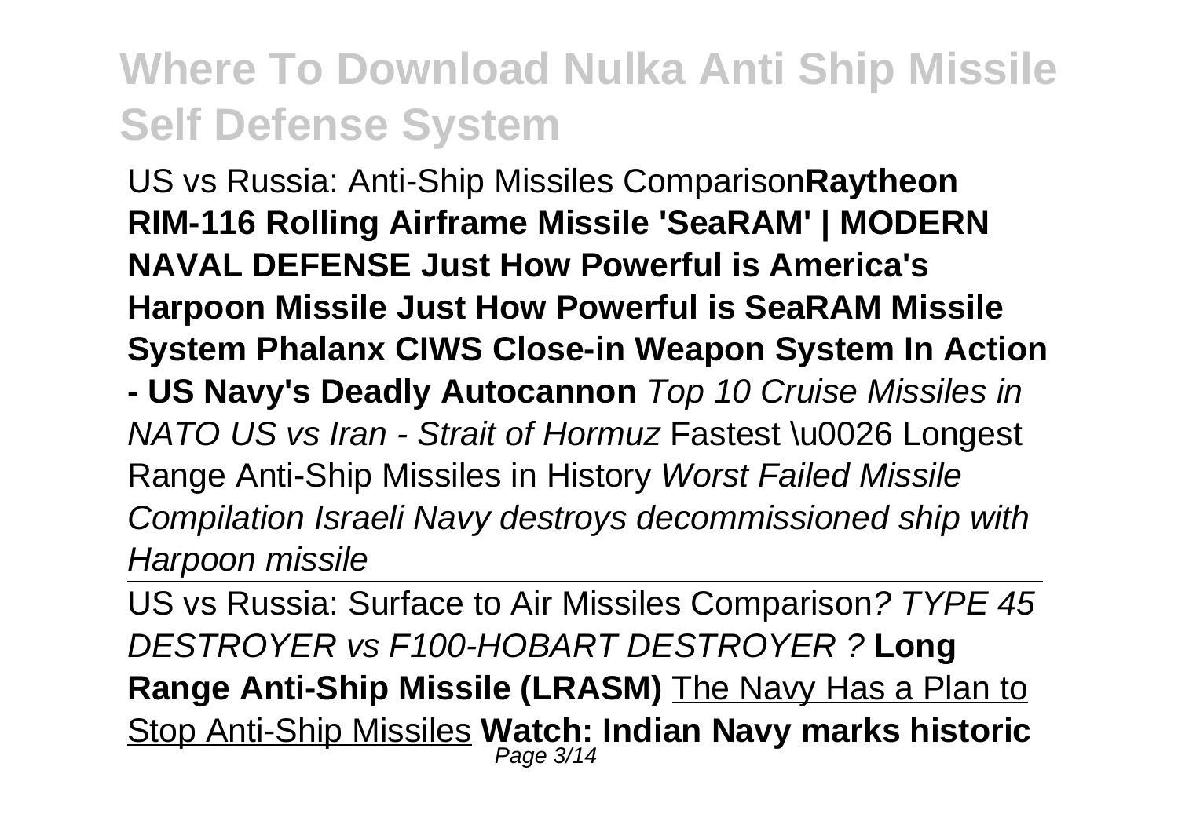## Where To Download Nulka Anti Ship Missile Self Defense System

US vs Russia: Anti-Ship Missiles Comparison**Raytheon RIM-116 Rolling Airframe Missile 'SeaRAM' | MODERN NAVAL DEFENSE Just How Powerful is America's Harpoon Missile Just How Powerful is SeaRAM Missile System Phalanx CIWS Close-in Weapon System In Action - US Navy's Deadly Autocannon** *Top 10 Cruise Missiles in NATO US vs Iran - Strait of Hormuz* Fastest \u0026 Longest Range Anti-Ship Missiles in History *Worst Failed Missile Compilation Israeli Navy destroys decommissioned ship with Harpoon missile*

US vs Russia: Surface to Air Missiles Comparison*? TYPE 45 DESTROYER vs F100-HOBART DESTROYER ?* **Long Range Anti-Ship Missile (LRASM)** The Navy Has a Plan to Stop Anti-Ship Missiles **Watch: Indian Navy marks historic**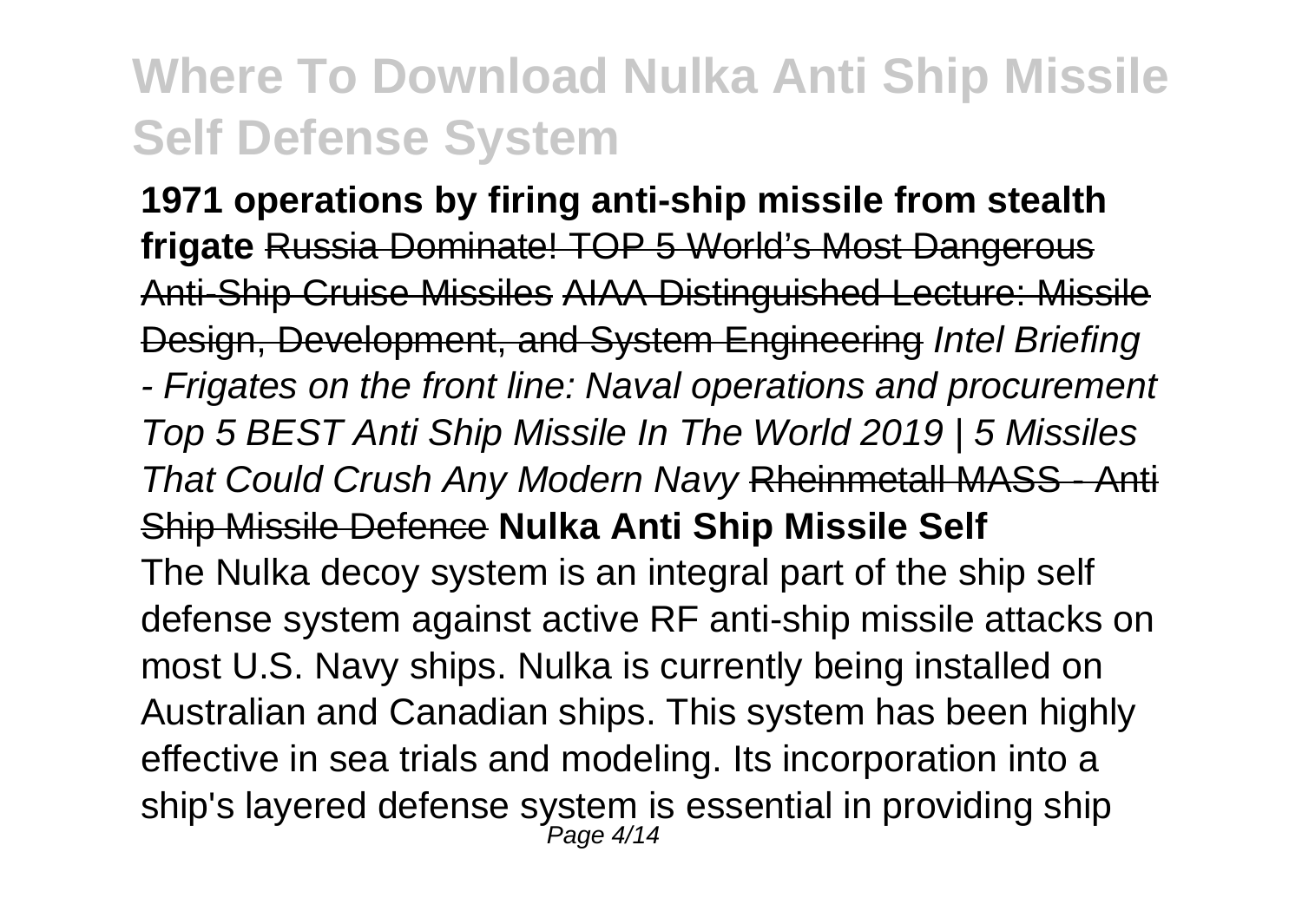**1971 operations by firing anti-ship missile from stealth frigate** Russia Dominate! TOP 5 World's Most Dangerous Anti-Ship Cruise Missiles AIAA Distinguished Lecture: Missile Design, Development, and System Engineering *Intel Briefing - Frigates on the front line: Naval operations and procurement Top 5 BEST Anti Ship Missile In The World 2019 | 5 Missiles That Could Crush Any Modern Navy* Rheinmetall MASS - Anti Ship Missile Defence **Nulka Anti Ship Missile Self**

The Nulka decoy system is an integral part of the ship self defense system against active RF anti-ship missile attacks on most U.S. Navy ships. Nulka is currently being installed on Australian and Canadian ships. This system has been highly effective in sea trials and modeling. Its incorporation into a ship's layered defense system is essential in providing ship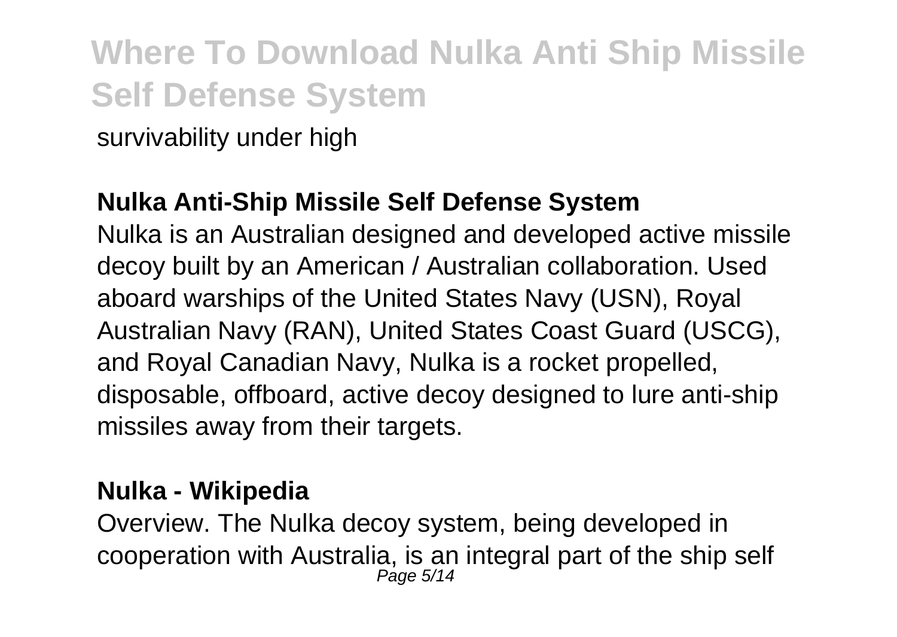survivability under high

**Nulka Anti-Ship Missile Self Defense System**

Nulka is an Australian designed and developed active missile decoy built by an American / Australian collaboration. Used aboard warships of the United States Navy (USN), Royal Australian Navy (RAN), United States Coast Guard (USCG), and Royal Canadian Navy, Nulka is a rocket propelled, disposable, offboard, active decoy designed to lure anti-ship missiles away from their targets.

**Nulka - Wikipedia**

Overview. The Nulka decoy system, being developed in cooperation with Australia, is an integral part of the ship self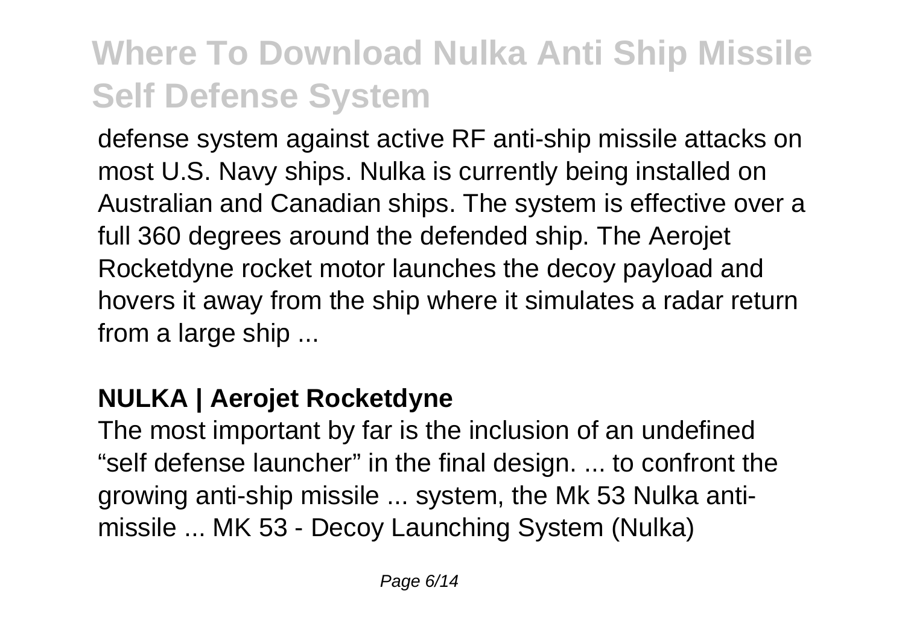defense system against active RF anti-ship missile attacks on most U.S. Navy ships. Nulka is currently being installed on Australian and Canadian ships. The system is effective over a full 360 degrees around the defended ship. The Aerojet Rocketdyne rocket motor launches the decoy payload and hovers it away from the ship where it simulates a radar return from a large ship ...

**NULKA | Aerojet Rocketdyne**

The most important by far is the inclusion of an undefined “self defense launcher” in the final design. ... to confront the growing anti-ship missile ... system, the Mk 53 Nulka anti-missile ... MK 53 - Decoy Launching System (Nulka)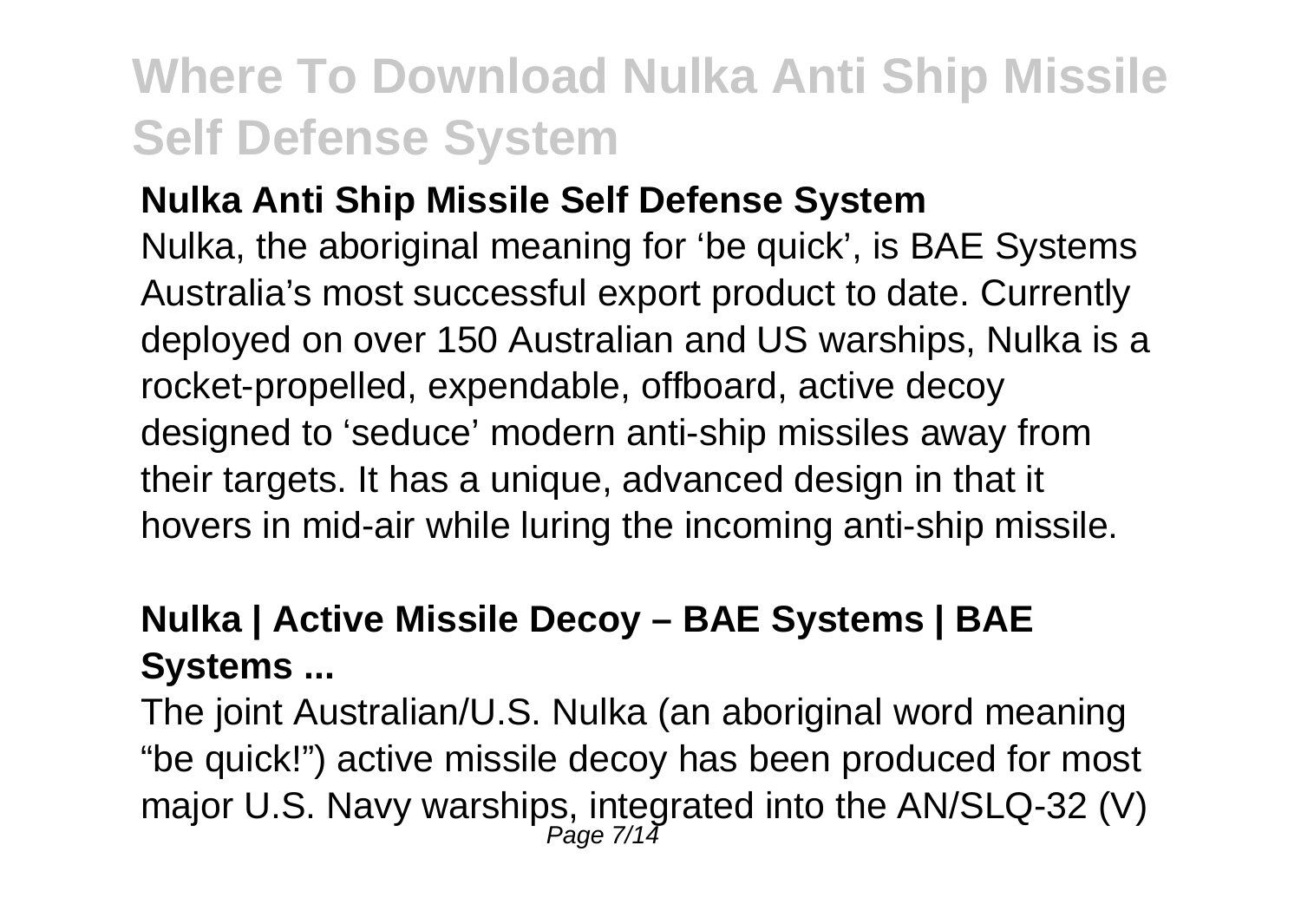# Where To Download Nulka Anti Ship Missile Self Defense System

**Nulka Anti Ship Missile Self Defense System**

Nulka, the aboriginal meaning for 'be quick', is BAE Systems Australia's most successful export product to date. Currently deployed on over 150 Australian and US warships, Nulka is a rocket-propelled, expendable, offboard, active decoy designed to 'seduce' modern anti-ship missiles away from their targets. It has a unique, advanced design in that it hovers in mid-air while luring the incoming anti-ship missile.

**Nulka | Active Missile Decoy – BAE Systems | BAE Systems ...**

The joint Australian/U.S. Nulka (an aboriginal word meaning "be quick!") active missile decoy has been produced for most major U.S. Navy warships, integrated into the AN/SLQ-32 (V)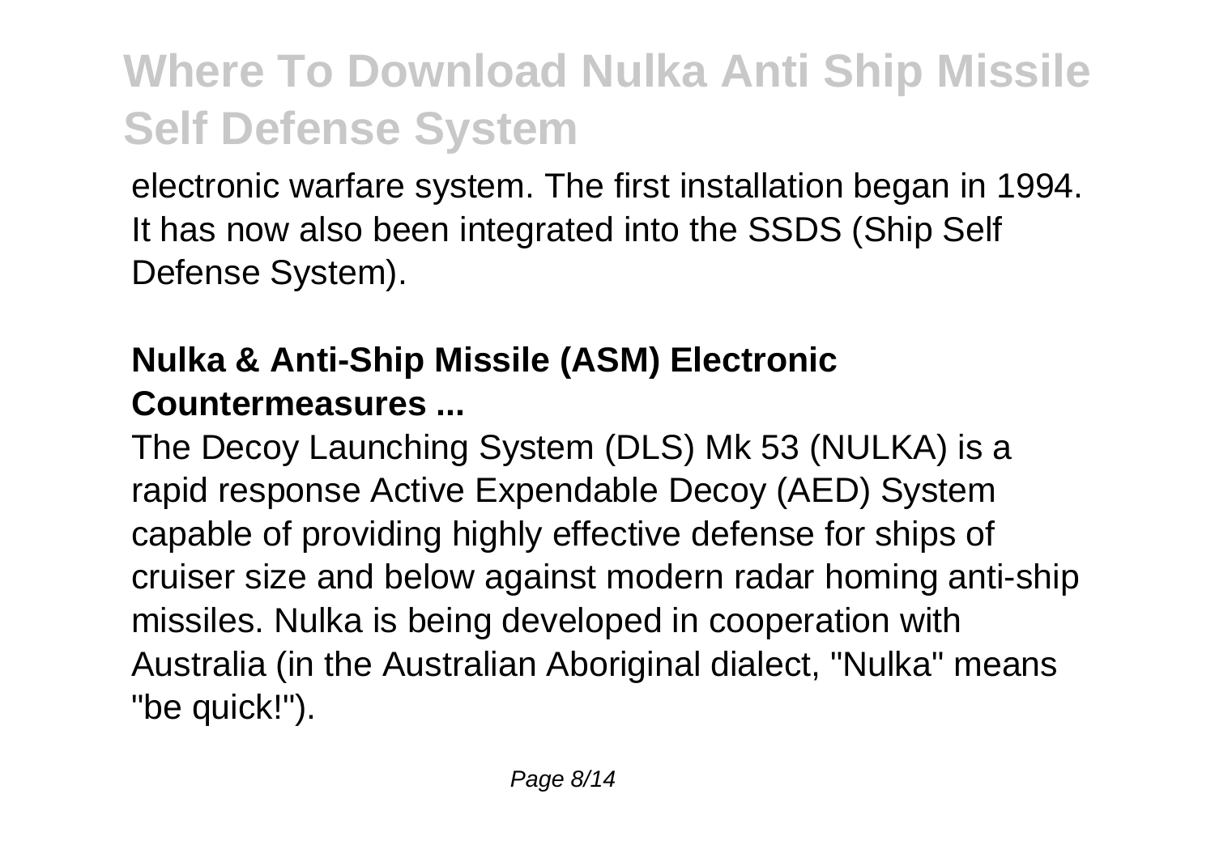electronic warfare system. The first installation began in 1994. It has now also been integrated into the SSDS (Ship Self Defense System).

**Nulka & Anti-Ship Missile (ASM) Electronic Countermeasures ...**

The Decoy Launching System (DLS) Mk 53 (NULKA) is a rapid response Active Expendable Decoy (AED) System capable of providing highly effective defense for ships of cruiser size and below against modern radar homing anti-ship missiles. Nulka is being developed in cooperation with Australia (in the Australian Aboriginal dialect, "Nulka" means "be quick!").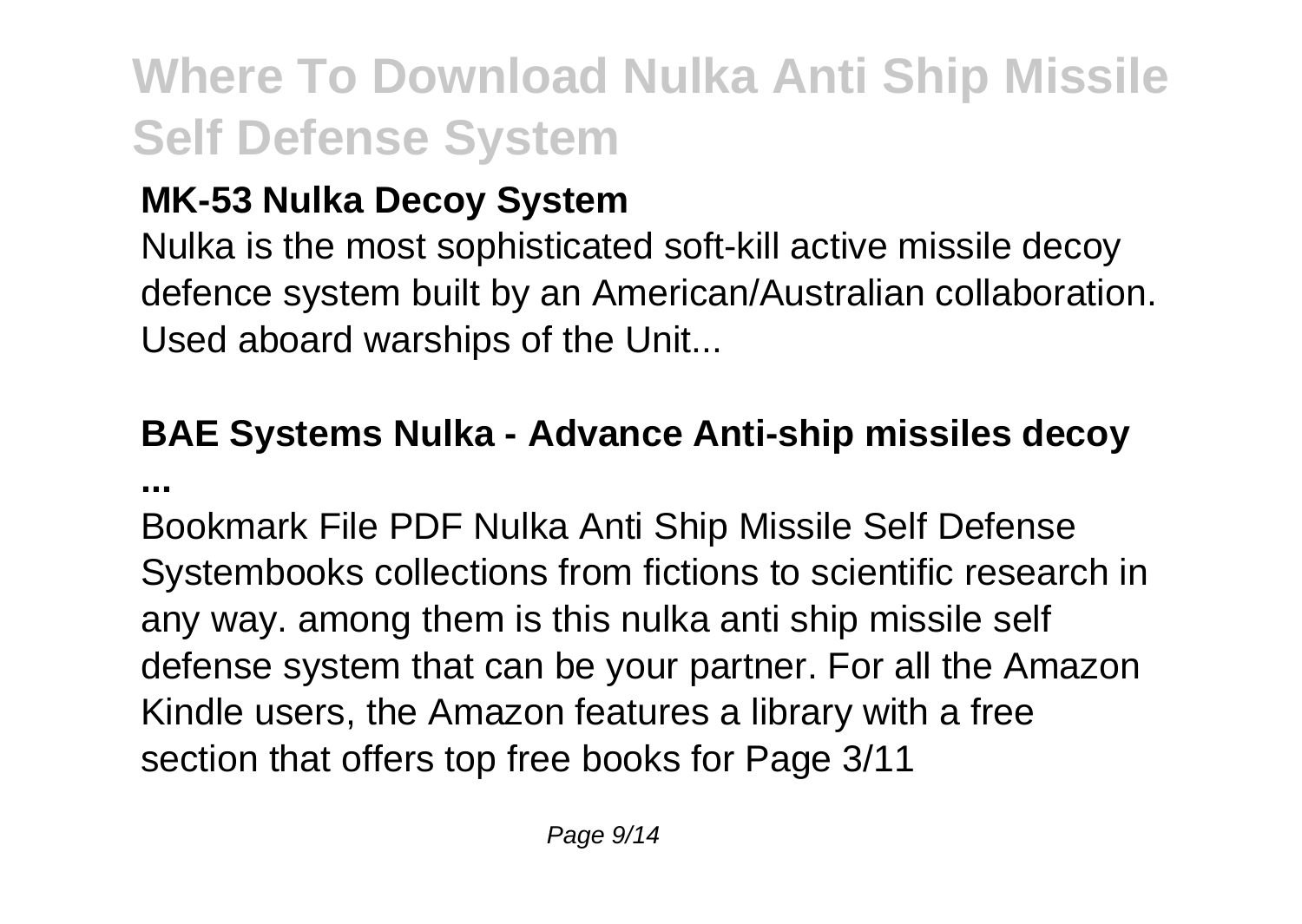**MK-53 Nulka Decoy System**

Nulka is the most sophisticated soft-kill active missile decoy defence system built by an American/Australian collaboration. Used aboard warships of the Unit...

**BAE Systems Nulka - Advance Anti-ship missiles decoy ...**

Bookmark File PDF Nulka Anti Ship Missile Self Defense Systembooks collections from fictions to scientific research in any way. among them is this nulka anti ship missile self defense system that can be your partner. For all the Amazon Kindle users, the Amazon features a library with a free section that offers top free books for Page 3/11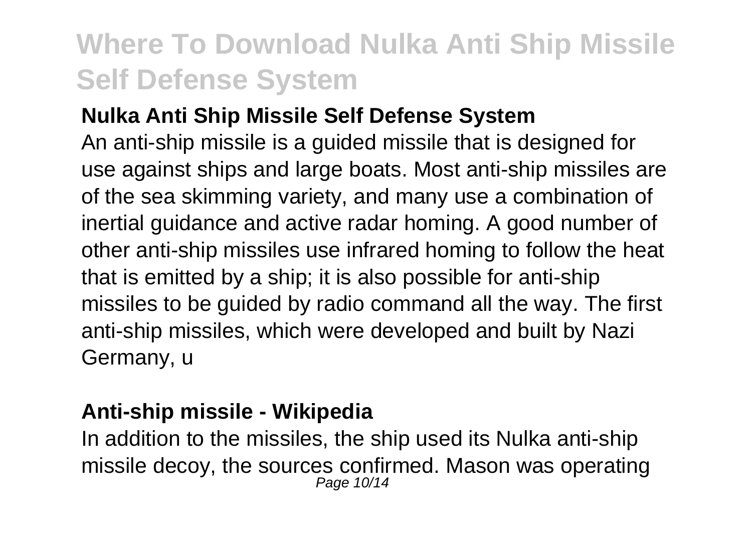# Where To Download Nulka Anti Ship Missile Self Defense System

**Nulka Anti Ship Missile Self Defense System**

An anti-ship missile is a guided missile that is designed for use against ships and large boats. Most anti-ship missiles are of the sea skimming variety, and many use a combination of inertial guidance and active radar homing. A good number of other anti-ship missiles use infrared homing to follow the heat that is emitted by a ship; it is also possible for anti-ship missiles to be guided by radio command all the way. The first anti-ship missiles, which were developed and built by Nazi Germany, u

**Anti-ship missile - Wikipedia**

In addition to the missiles, the ship used its Nulka anti-ship missile decoy, the sources confirmed. Mason was operating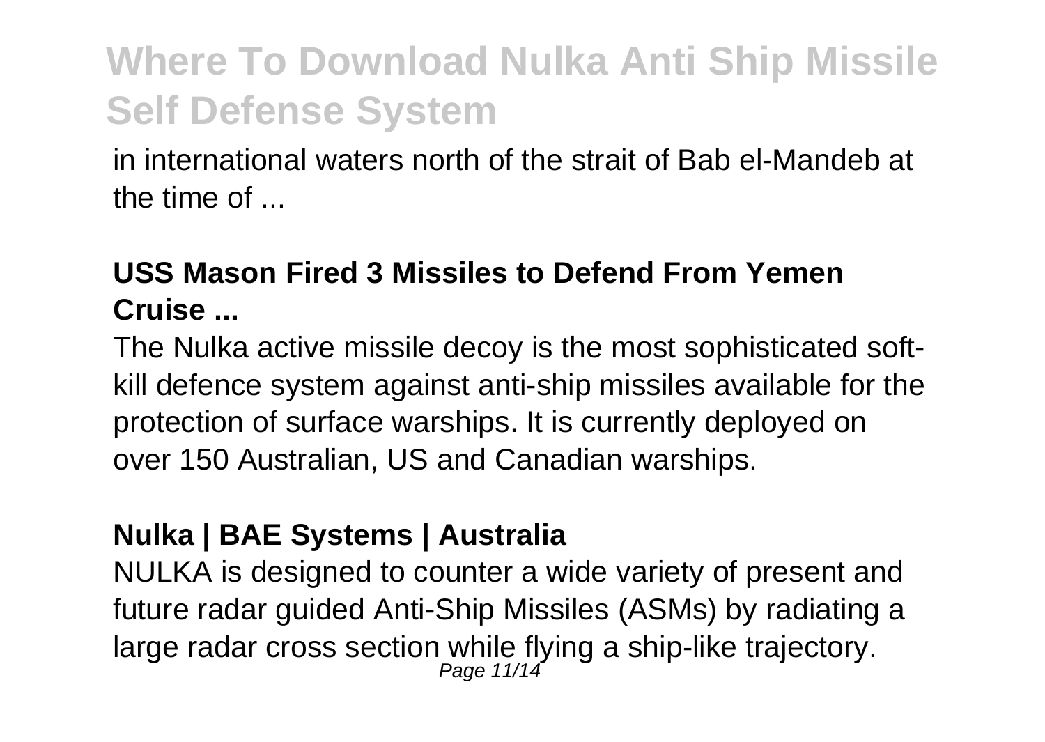in international waters north of the strait of Bab el-Mandeb at the time of ...

**USS Mason Fired 3 Missiles to Defend From Yemen Cruise ...**

The Nulka active missile decoy is the most sophisticated soft-kill defence system against anti-ship missiles available for the protection of surface warships. It is currently deployed on over 150 Australian, US and Canadian warships.

**Nulka | BAE Systems | Australia**

NULKA is designed to counter a wide variety of present and future radar guided Anti-Ship Missiles (ASMs) by radiating a large radar cross section while flying a ship-like trajectory.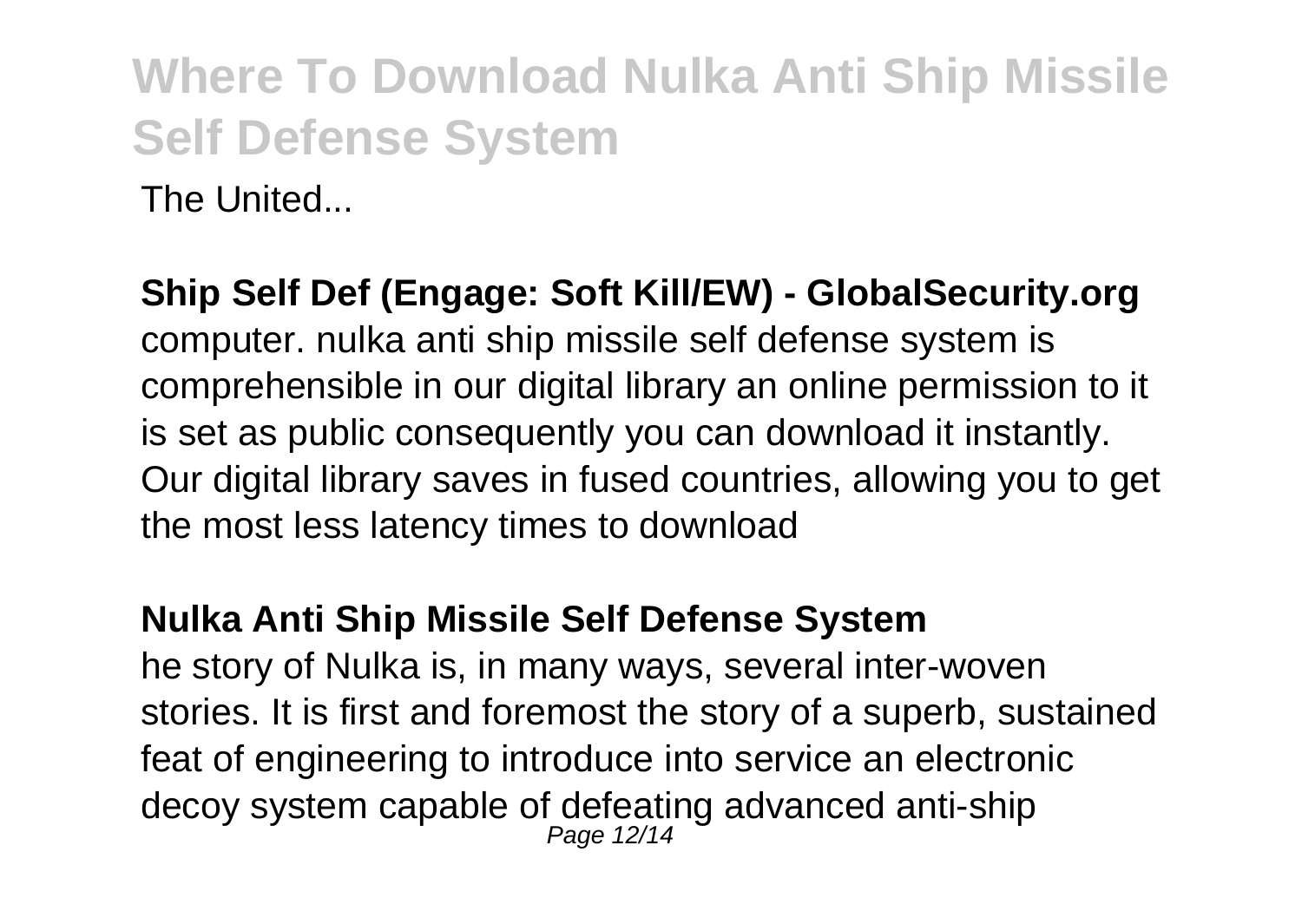The United...

**Ship Self Def (Engage: Soft Kill/EW) - GlobalSecurity.org**
computer. nulka anti ship missile self defense system is comprehensible in our digital library an online permission to it is set as public consequently you can download it instantly. Our digital library saves in fused countries, allowing you to get the most less latency times to download

**Nulka Anti Ship Missile Self Defense System**
he story of Nulka is, in many ways, several inter-woven stories. It is first and foremost the story of a superb, sustained feat of engineering to introduce into service an electronic decoy system capable of defeating advanced anti-ship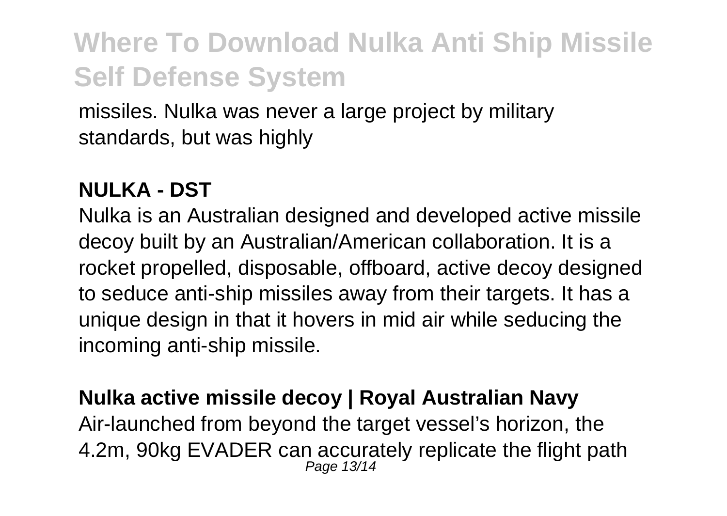missiles. Nulka was never a large project by military standards, but was highly

**NULKA - DST**

Nulka is an Australian designed and developed active missile decoy built by an Australian/American collaboration. It is a rocket propelled, disposable, offboard, active decoy designed to seduce anti-ship missiles away from their targets. It has a unique design in that it hovers in mid air while seducing the incoming anti-ship missile.

**Nulka active missile decoy | Royal Australian Navy**

Air-launched from beyond the target vessel's horizon, the 4.2m, 90kg EVADER can accurately replicate the flight path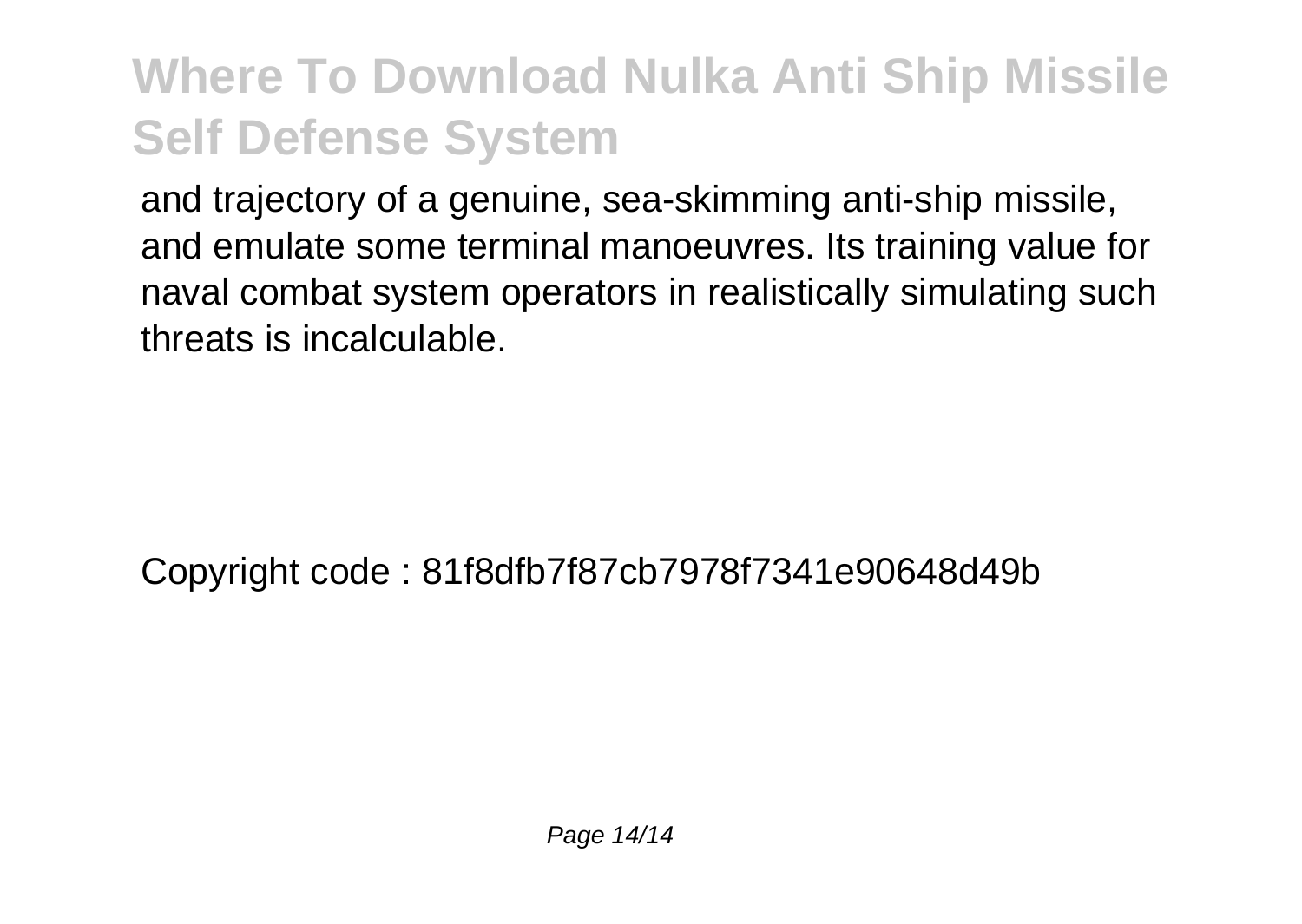and trajectory of a genuine, sea-skimming anti-ship missile, and emulate some terminal manoeuvres. Its training value for naval combat system operators in realistically simulating such threats is incalculable.

Copyright code : 81f8dfb7f87cb7978f7341e90648d49b